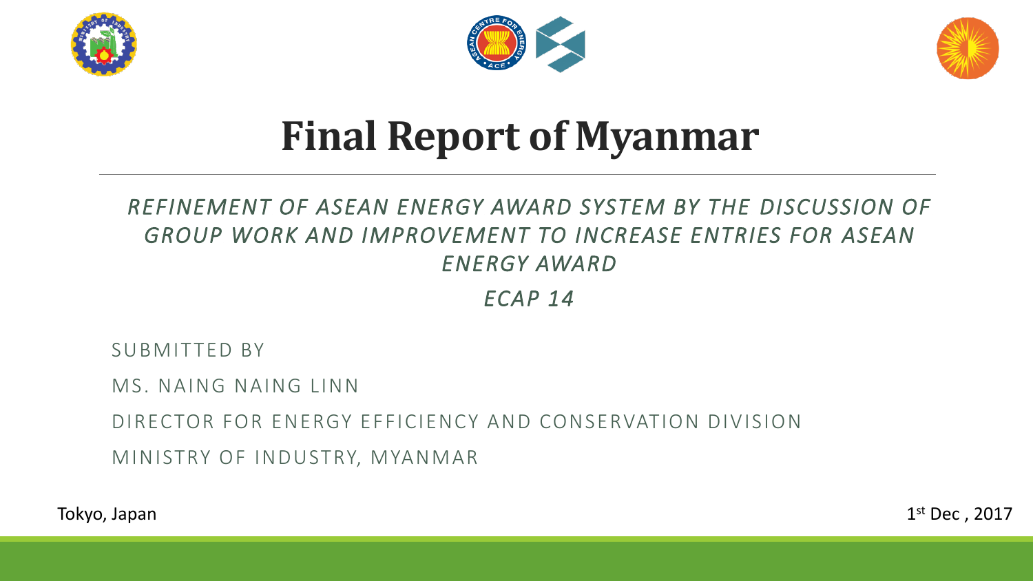# Final Report of Myanmar

*REFINEMENT OF ASEAN ENERGY AWARD SYSTEM BY THE DISCUSSION OF GROUP WORK AND IMPROVEMENT TO INCREASE ENTRIES FOR ASEAN ENERGY AWARD*

*ECAP 14*

SUBMITTED BY

MS. NAING NAING LINN

DIRECTOR FOR ENERGY EFFICIENCY AND CONSERVATION DIVISION

MINISTRY OF INDUSTRY, MYANMAR

Tokyo, Japan

1st Dec , 2017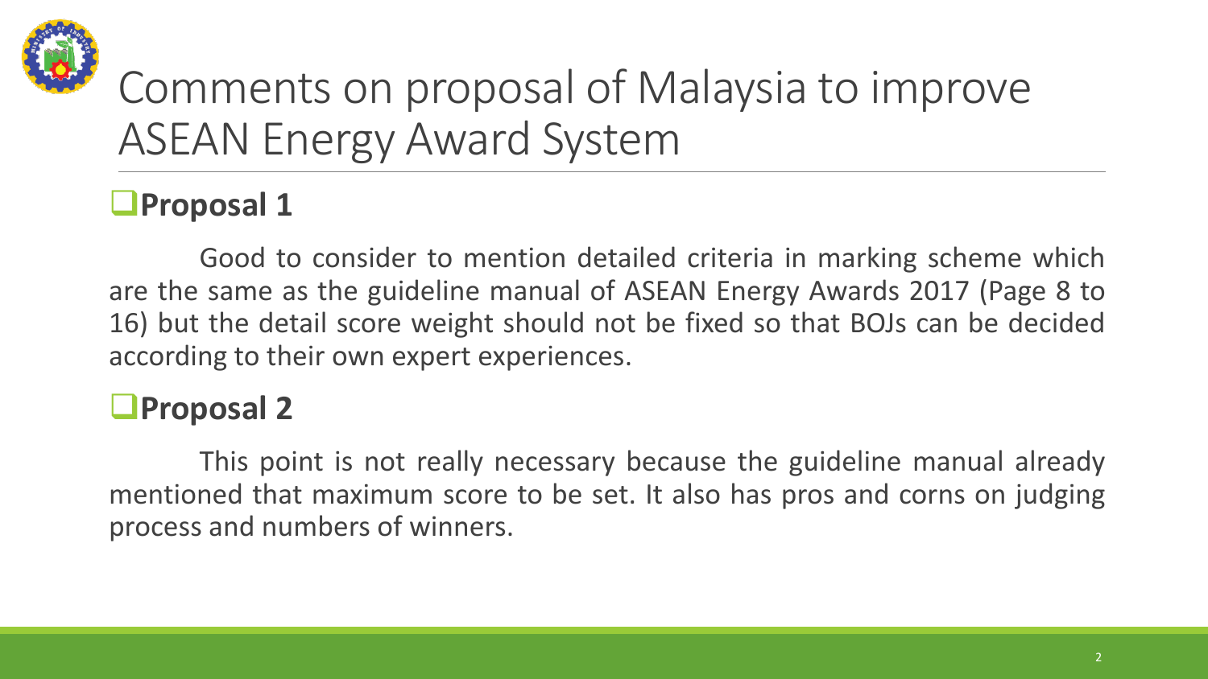# Comments on proposal of Malaysia to improve ASEAN Energy Award System

## Proposal 1

Good to consider to mention detailed criteria in marking scheme which are the same as the guideline manual of ASEAN Energy Awards 2017 (Page 8 to 16) but the detail score weight should not be fixed so that BOJs can be decided according to their own expert experiences.

## Proposal 2

This point is not really necessary because the guideline manual already mentioned that maximum score to be set. It also has pros and corns on judging process and numbers of winners.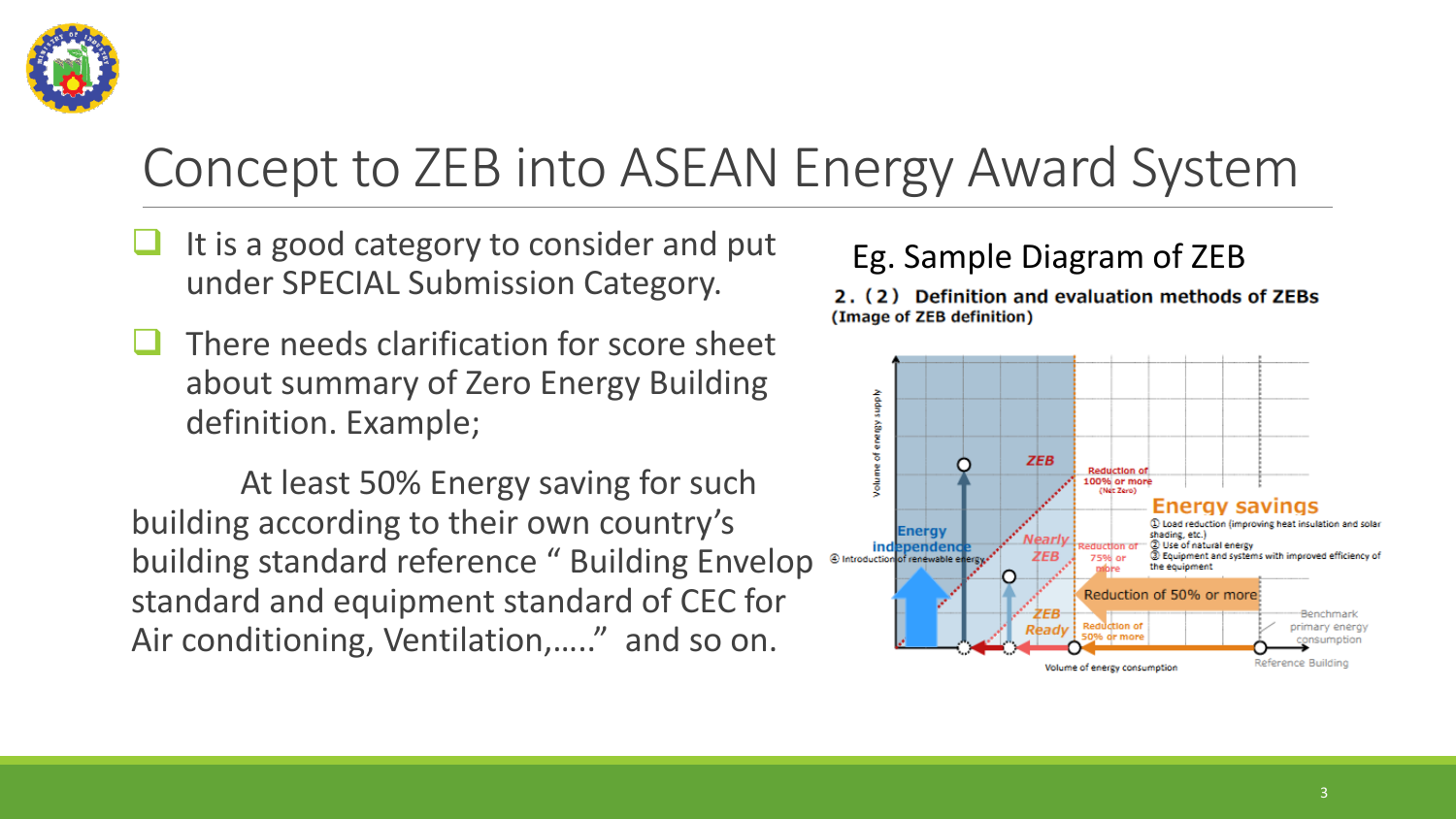# Concept to ZEB into ASEAN Energy Award System

- It is a good category to consider and put under SPECIAL Submission Category.
- There needs clarification for score sheet about summary of Zero Energy Building definition. Example;

At least 50% Energy saving for such building according to their own country's building standard reference " Building Envelop standard and equipment standard of CEC for Air conditioning, Ventilation,….." and so on.

Eg. Sample Diagram of ZEB

**2.（2） Definition and evaluation methods of ZEBs**
**(Image of ZEB definition)**

Volume of energy supply

ZEB

Reduction of 100% or more (Net Zero)

Energy savings

① Load reduction (improving heat insulation and solar shading, etc.)
② Use of natural energy
③ Equipment and systems with improved efficiency of the equipment

Energy independence

④ Introduction of renewable energy

Nearly ZEB

Reduction of 75% or more

Reduction of 50% or more

ZEB Ready

Reduction of 50% or more

Benchmark primary energy consumption

Reference Building

Volume of energy consumption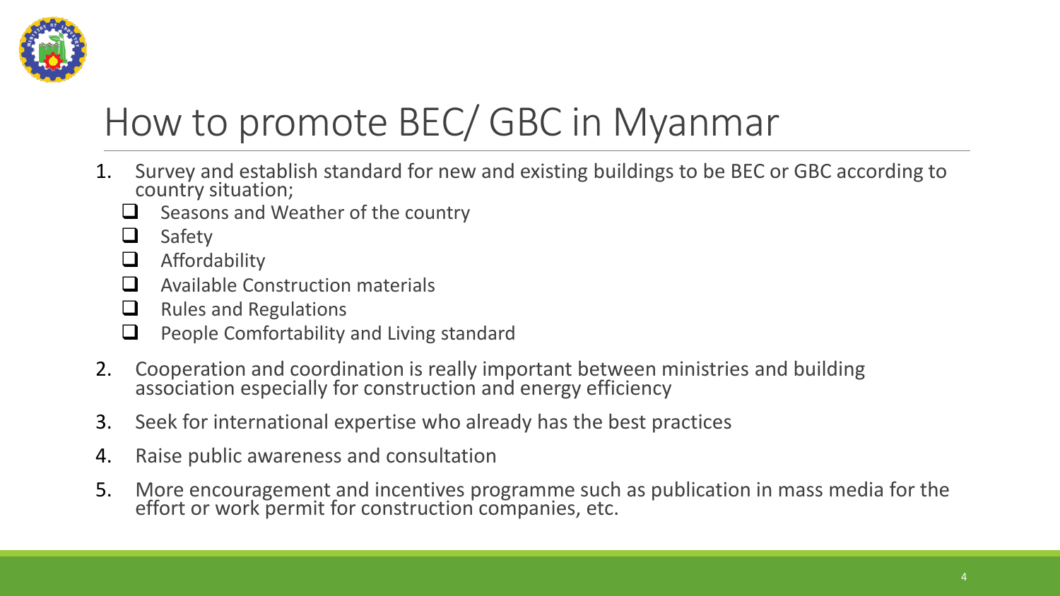# How to promote BEC/ GBC in Myanmar

1. Survey and establish standard for new and existing buildings to be BEC or GBC according to country situation;
   - Seasons and Weather of the country
   - Safety
   - Affordability
   - Available Construction materials
   - Rules and Regulations
   - People Comfortability and Living standard
2. Cooperation and coordination is really important between ministries and building association especially for construction and energy efficiency
3. Seek for international expertise who already has the best practices
4. Raise public awareness and consultation
5. More encouragement and incentives programme such as publication in mass media for the effort or work permit for construction companies, etc.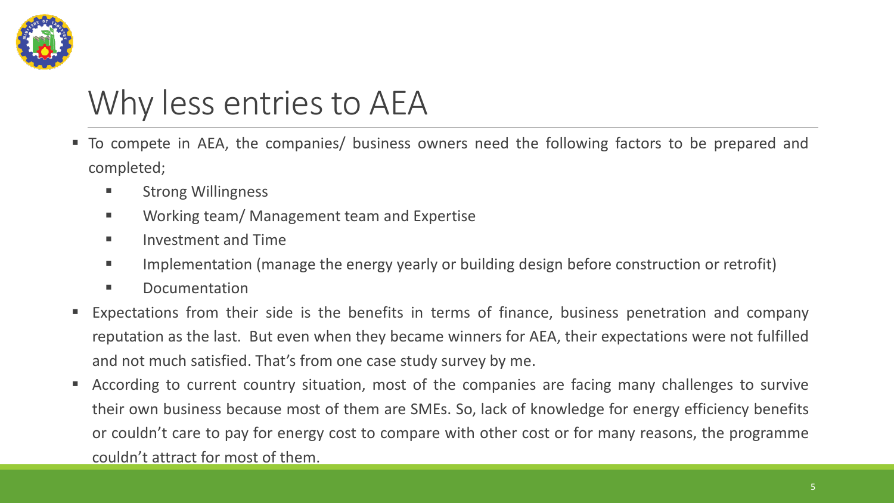# Why less entries to AEA

- To compete in AEA, the companies/ business owners need the following factors to be prepared and completed;
  - Strong Willingness
  - Working team/ Management team and Expertise
  - Investment and Time
  - Implementation (manage the energy yearly or building design before construction or retrofit)
  - Documentation
- Expectations from their side is the benefits in terms of finance, business penetration and company reputation as the last. But even when they became winners for AEA, their expectations were not fulfilled and not much satisfied. That's from one case study survey by me.
- According to current country situation, most of the companies are facing many challenges to survive their own business because most of them are SMEs. So, lack of knowledge for energy efficiency benefits or couldn't care to pay for energy cost to compare with other cost or for many reasons, the programme couldn't attract for most of them.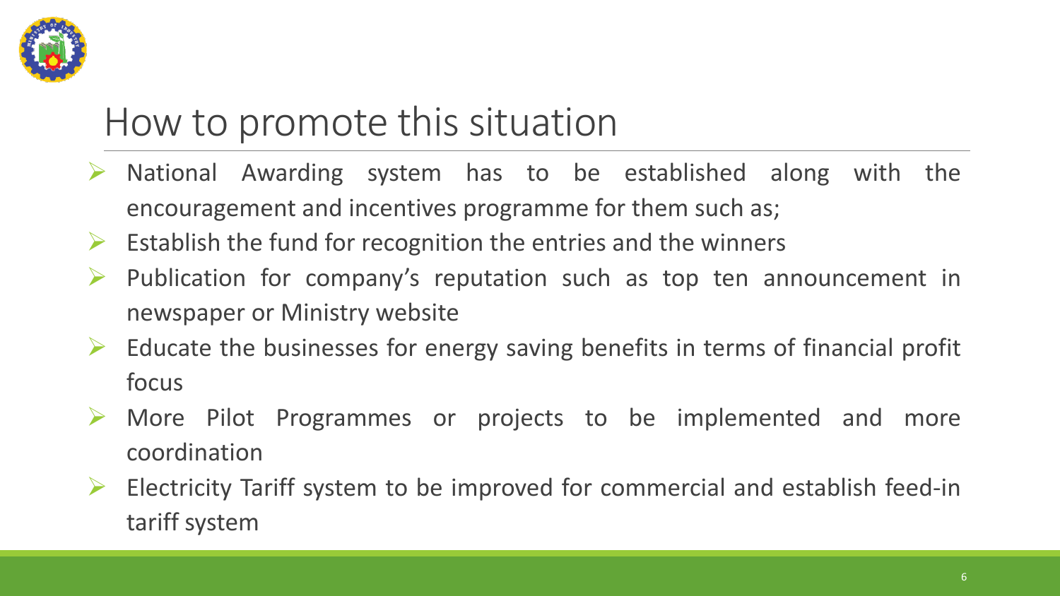# How to promote this situation

- National Awarding system has to be established along with the encouragement and incentives programme for them such as;
- Establish the fund for recognition the entries and the winners
- Publication for company's reputation such as top ten announcement in newspaper or Ministry website
- Educate the businesses for energy saving benefits in terms of financial profit focus
- More Pilot Programmes or projects to be implemented and more coordination
- Electricity Tariff system to be improved for commercial and establish feed-in tariff system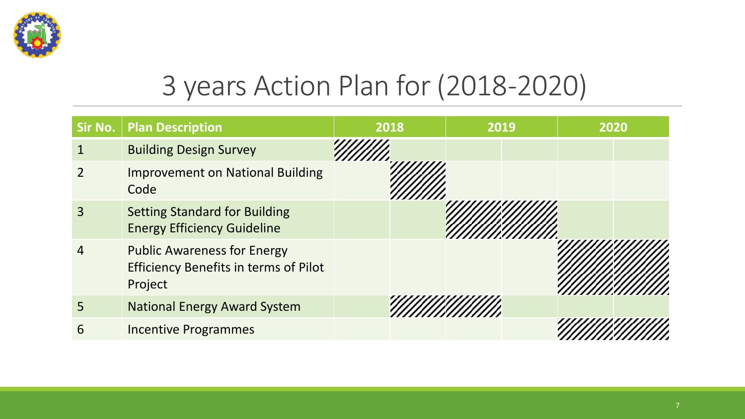# 3 years Action Plan for (2018-2020)

| Sir No. | Plan Description | 2018 | | 2019 | | 2020 | |
|---|---|---|---|---|---|---|---|
| 1 | Building Design Survey | ▨ | | | | | |
| 2 | Improvement on National Building Code | | ▨ | | | | |
| 3 | Setting Standard for Building Energy Efficiency Guideline | | | ▨ | ▨ | | |
| 4 | Public Awareness for Energy Efficiency Benefits in terms of Pilot Project | | | | | ▨ | ▨ |
| 5 | National Energy Award System | | ▨ | ▨ | | | |
| 6 | Incentive Programmes | | | | | ▨ | ▨ |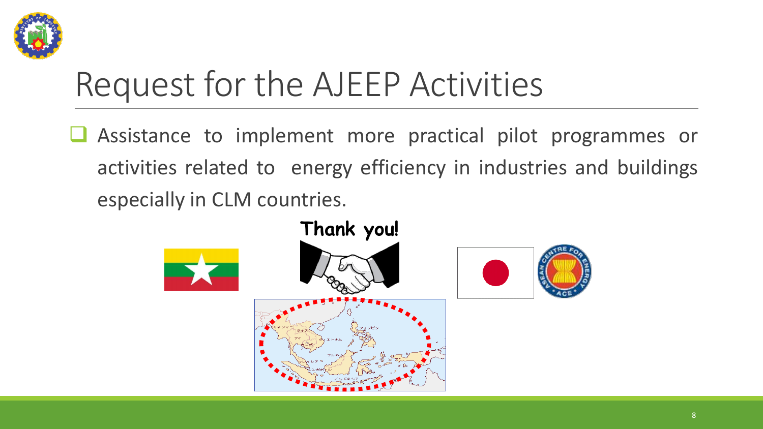# Request for the AJEEP Activities

- Assistance to implement more practical pilot programmes or activities related to energy efficiency in industries and buildings especially in CLM countries.

Thank you!